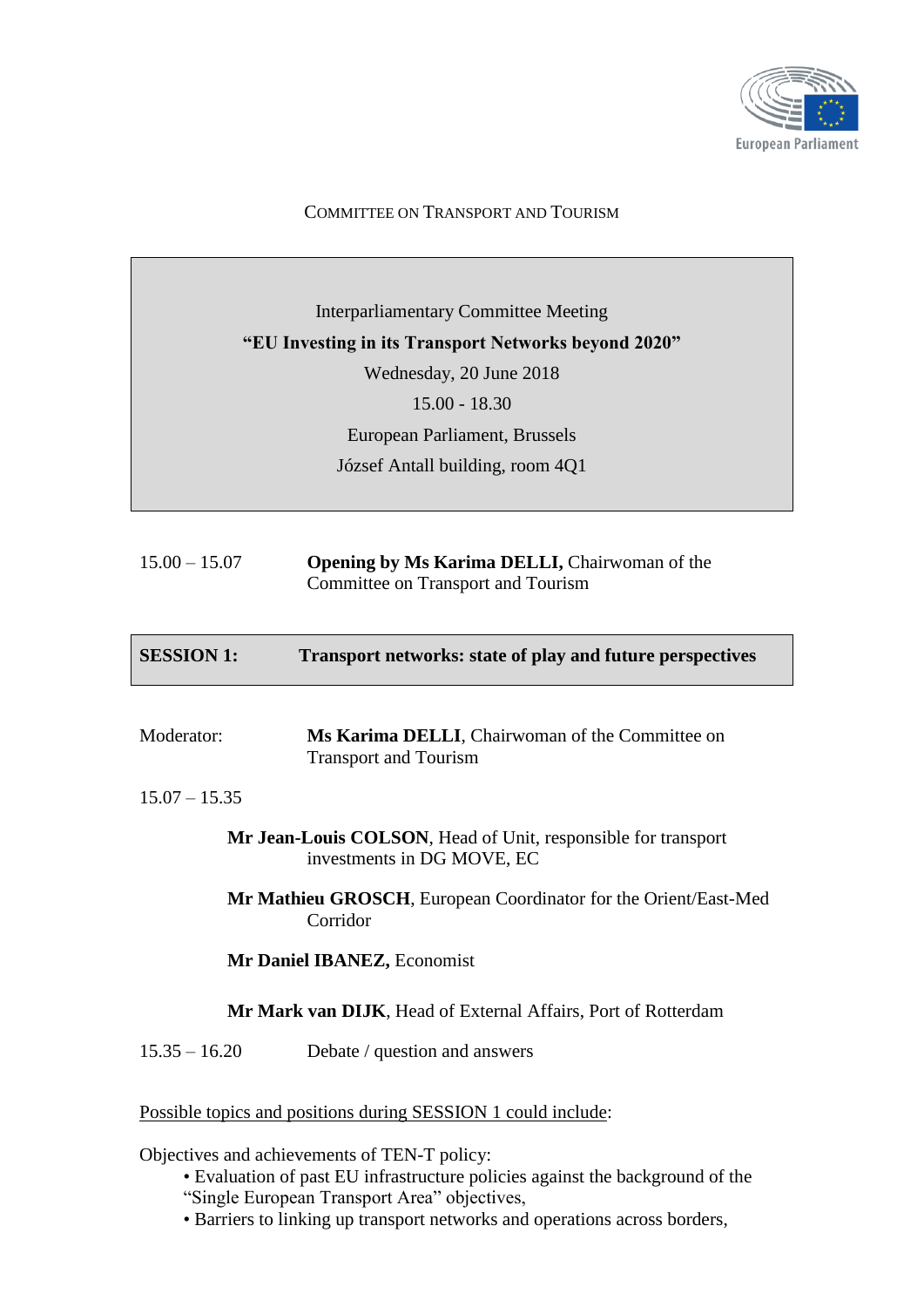COMMITTEE ON TRANSPORT AND TOURISM

Interparliamentary Committee Meeting

**"EU Investing in its Transport Networks beyond 2020"**

Wednesday, 20 June 2018

15.00 - 18.30

European Parliament, Brussels

József Antall building, room 4Q1

15.00 – 15.07 **Opening by Ms Karima DELLI,** Chairwoman of the Committee on Transport and Tourism

## SESSION 1: Transport networks: state of play and future perspectives

Moderator: **Ms Karima DELLI**, Chairwoman of the Committee on Transport and Tourism

15.07 – 15.35

**Mr Jean-Louis COLSON**, Head of Unit, responsible for transport investments in DG MOVE, EC

**Mr Mathieu GROSCH**, European Coordinator for the Orient/East-Med Corridor

**Mr Daniel IBANEZ,** Economist

**Mr Mark van DIJK**, Head of External Affairs, Port of Rotterdam

15.35 – 16.20 Debate / question and answers

Possible topics and positions during SESSION 1 could include:

Objectives and achievements of TEN-T policy:

- Evaluation of past EU infrastructure policies against the background of the "Single European Transport Area" objectives,
- Barriers to linking up transport networks and operations across borders,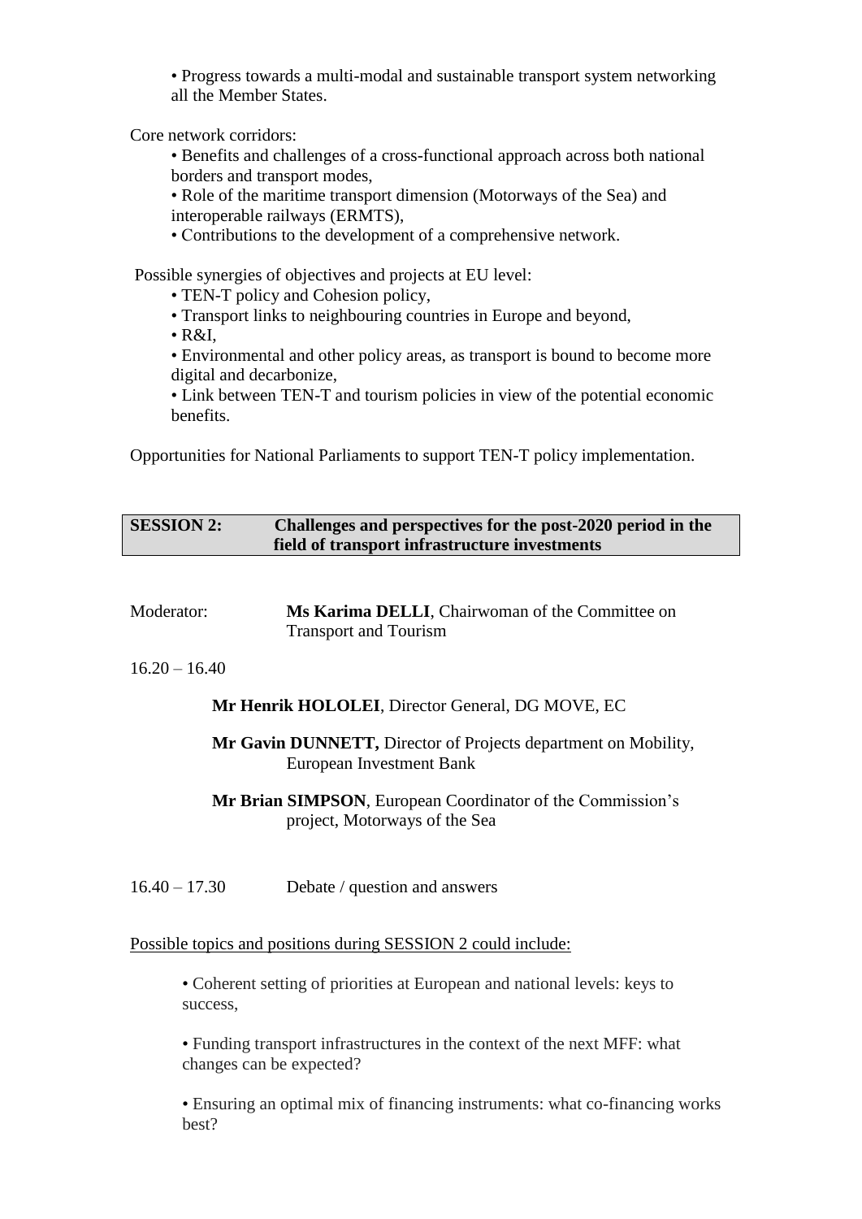- Progress towards a multi-modal and sustainable transport system networking all the Member States.

Core network corridors:

- Benefits and challenges of a cross-functional approach across both national borders and transport modes,
- Role of the maritime transport dimension (Motorways of the Sea) and interoperable railways (ERMTS),
- Contributions to the development of a comprehensive network.

Possible synergies of objectives and projects at EU level:

- TEN-T policy and Cohesion policy,
- Transport links to neighbouring countries in Europe and beyond,
- R&I,
- Environmental and other policy areas, as transport is bound to become more digital and decarbonize,
- Link between TEN-T and tourism policies in view of the potential economic benefits.

Opportunities for National Parliaments to support TEN-T policy implementation.

## SESSION 2: Challenges and perspectives for the post-2020 period in the field of transport infrastructure investments

Moderator: **Ms Karima DELLI**, Chairwoman of the Committee on Transport and Tourism

16.20 – 16.40

**Mr Henrik HOLOLEI**, Director General, DG MOVE, EC

**Mr Gavin DUNNETT,** Director of Projects department on Mobility, European Investment Bank

**Mr Brian SIMPSON**, European Coordinator of the Commission's project, Motorways of the Sea

16.40 – 17.30 Debate / question and answers

<u>Possible topics and positions during SESSION 2 could include:</u>

- Coherent setting of priorities at European and national levels: keys to success,
- Funding transport infrastructures in the context of the next MFF: what changes can be expected?
- Ensuring an optimal mix of financing instruments: what co-financing works best?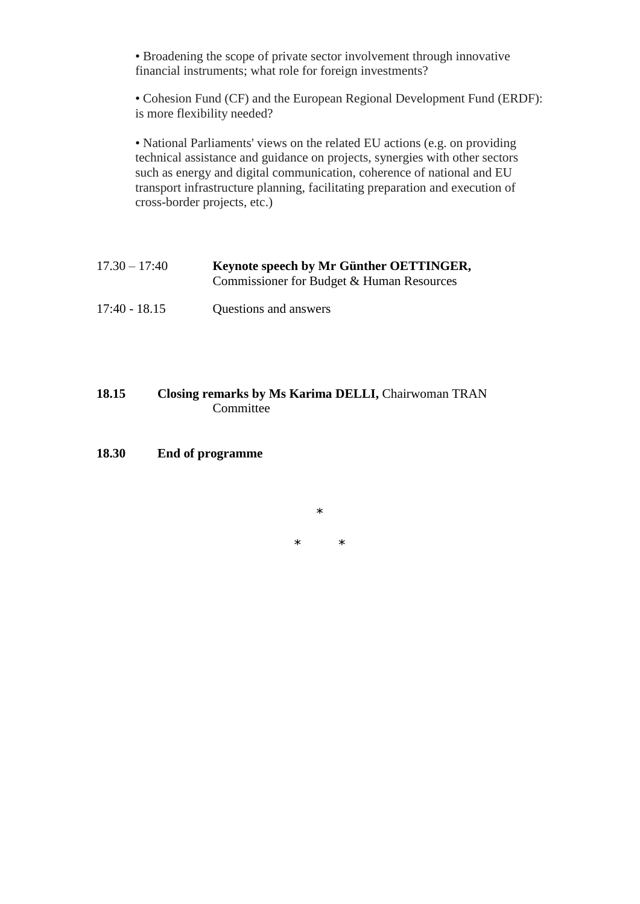• Broadening the scope of private sector involvement through innovative financial instruments; what role for foreign investments?

• Cohesion Fund (CF) and the European Regional Development Fund (ERDF): is more flexibility needed?

• National Parliaments' views on the related EU actions (e.g. on providing technical assistance and guidance on projects, synergies with other sectors such as energy and digital communication, coherence of national and EU transport infrastructure planning, facilitating preparation and execution of cross-border projects, etc.)

| | |
|---|---|
| 17.30 – 17:40 | **Keynote speech by Mr Günther OETTINGER,** Commissioner for Budget & Human Resources |
| 17:40 - 18.15 | Questions and answers |

**18.15** **Closing remarks by Ms Karima DELLI,** Chairwoman TRAN Committee

**18.30** **End of programme**

*

\*   *